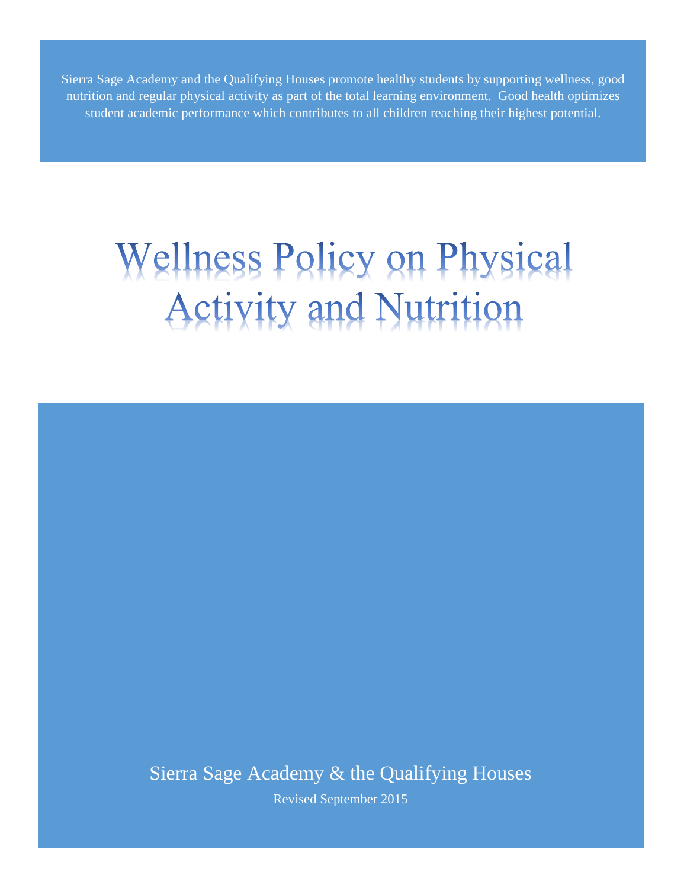Sierra Sage Academy and the Qualifying Houses promote healthy students by supporting wellness, good nutrition and regular physical activity as part of the total learning environment. Good health optimizes student academic performance which contributes to all children reaching their highest potential.

# Wellness Policy on Physical Activity and Nutrition

Sierra Sage Academy & the Qualifying Houses

Revised September 2015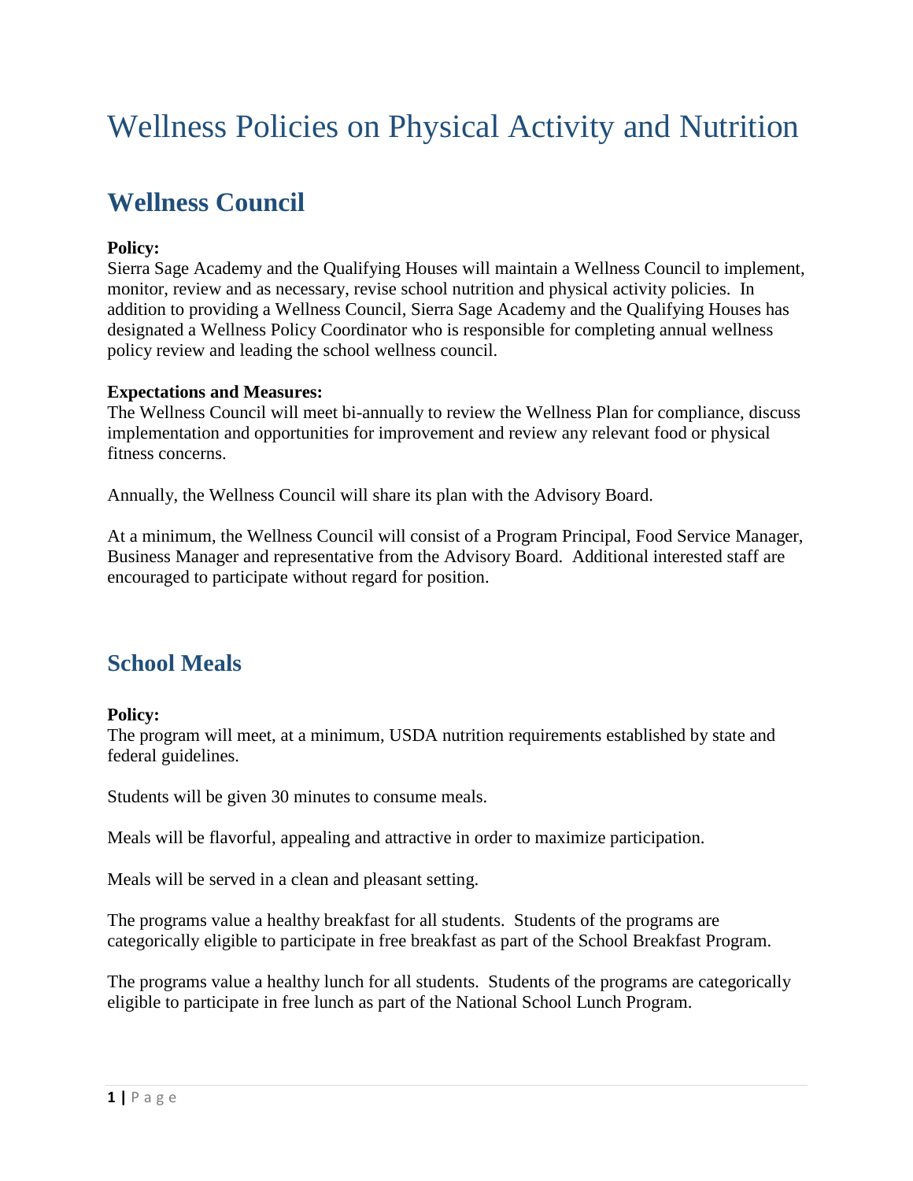# Wellness Policies on Physical Activity and Nutrition

## Wellness Council

**Policy:**
Sierra Sage Academy and the Qualifying Houses will maintain a Wellness Council to implement, monitor, review and as necessary, revise school nutrition and physical activity policies. In addition to providing a Wellness Council, Sierra Sage Academy and the Qualifying Houses has designated a Wellness Policy Coordinator who is responsible for completing annual wellness policy review and leading the school wellness council.

**Expectations and Measures:**
The Wellness Council will meet bi-annually to review the Wellness Plan for compliance, discuss implementation and opportunities for improvement and review any relevant food or physical fitness concerns.

Annually, the Wellness Council will share its plan with the Advisory Board.

At a minimum, the Wellness Council will consist of a Program Principal, Food Service Manager, Business Manager and representative from the Advisory Board. Additional interested staff are encouraged to participate without regard for position.

## School Meals

**Policy:**
The program will meet, at a minimum, USDA nutrition requirements established by state and federal guidelines.

Students will be given 30 minutes to consume meals.

Meals will be flavorful, appealing and attractive in order to maximize participation.

Meals will be served in a clean and pleasant setting.

The programs value a healthy breakfast for all students. Students of the programs are categorically eligible to participate in free breakfast as part of the School Breakfast Program.

The programs value a healthy lunch for all students. Students of the programs are categorically eligible to participate in free lunch as part of the National School Lunch Program.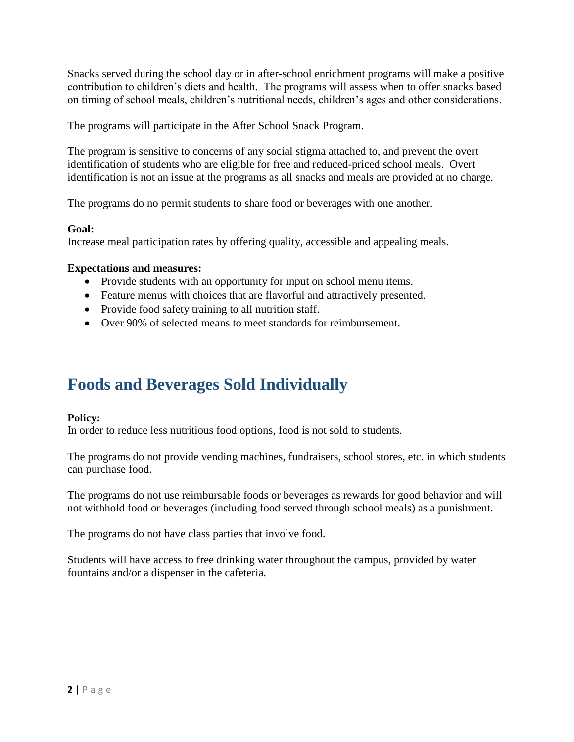Snacks served during the school day or in after-school enrichment programs will make a positive contribution to children's diets and health. The programs will assess when to offer snacks based on timing of school meals, children's nutritional needs, children's ages and other considerations.

The programs will participate in the After School Snack Program.

The program is sensitive to concerns of any social stigma attached to, and prevent the overt identification of students who are eligible for free and reduced-priced school meals. Overt identification is not an issue at the programs as all snacks and meals are provided at no charge.

The programs do no permit students to share food or beverages with one another.

**Goal:**
Increase meal participation rates by offering quality, accessible and appealing meals.

**Expectations and measures:**

- Provide students with an opportunity for input on school menu items.
- Feature menus with choices that are flavorful and attractively presented.
- Provide food safety training to all nutrition staff.
- Over 90% of selected means to meet standards for reimbursement.

# Foods and Beverages Sold Individually

**Policy:**
In order to reduce less nutritious food options, food is not sold to students.

The programs do not provide vending machines, fundraisers, school stores, etc. in which students can purchase food.

The programs do not use reimbursable foods or beverages as rewards for good behavior and will not withhold food or beverages (including food served through school meals) as a punishment.

The programs do not have class parties that involve food.

Students will have access to free drinking water throughout the campus, provided by water fountains and/or a dispenser in the cafeteria.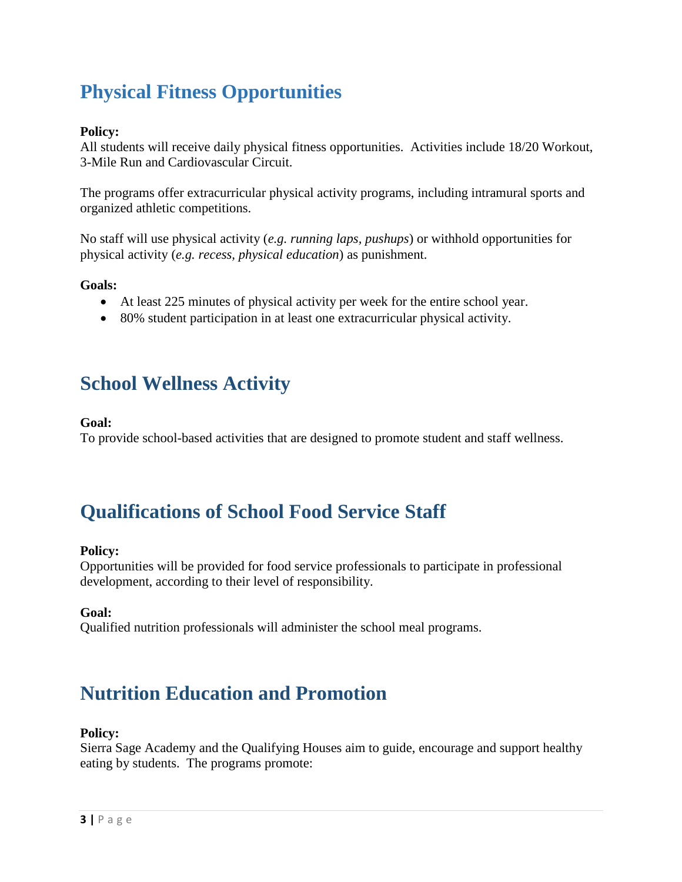## Physical Fitness Opportunities

**Policy:**
All students will receive daily physical fitness opportunities. Activities include 18/20 Workout, 3-Mile Run and Cardiovascular Circuit.

The programs offer extracurricular physical activity programs, including intramural sports and organized athletic competitions.

No staff will use physical activity (*e.g. running laps, pushups*) or withhold opportunities for physical activity (*e.g. recess, physical education*) as punishment.

**Goals:**

- At least 225 minutes of physical activity per week for the entire school year.
- 80% student participation in at least one extracurricular physical activity.

## School Wellness Activity

**Goal:**
To provide school-based activities that are designed to promote student and staff wellness.

## Qualifications of School Food Service Staff

**Policy:**
Opportunities will be provided for food service professionals to participate in professional development, according to their level of responsibility.

**Goal:**
Qualified nutrition professionals will administer the school meal programs.

## Nutrition Education and Promotion

**Policy:**
Sierra Sage Academy and the Qualifying Houses aim to guide, encourage and support healthy eating by students. The programs promote: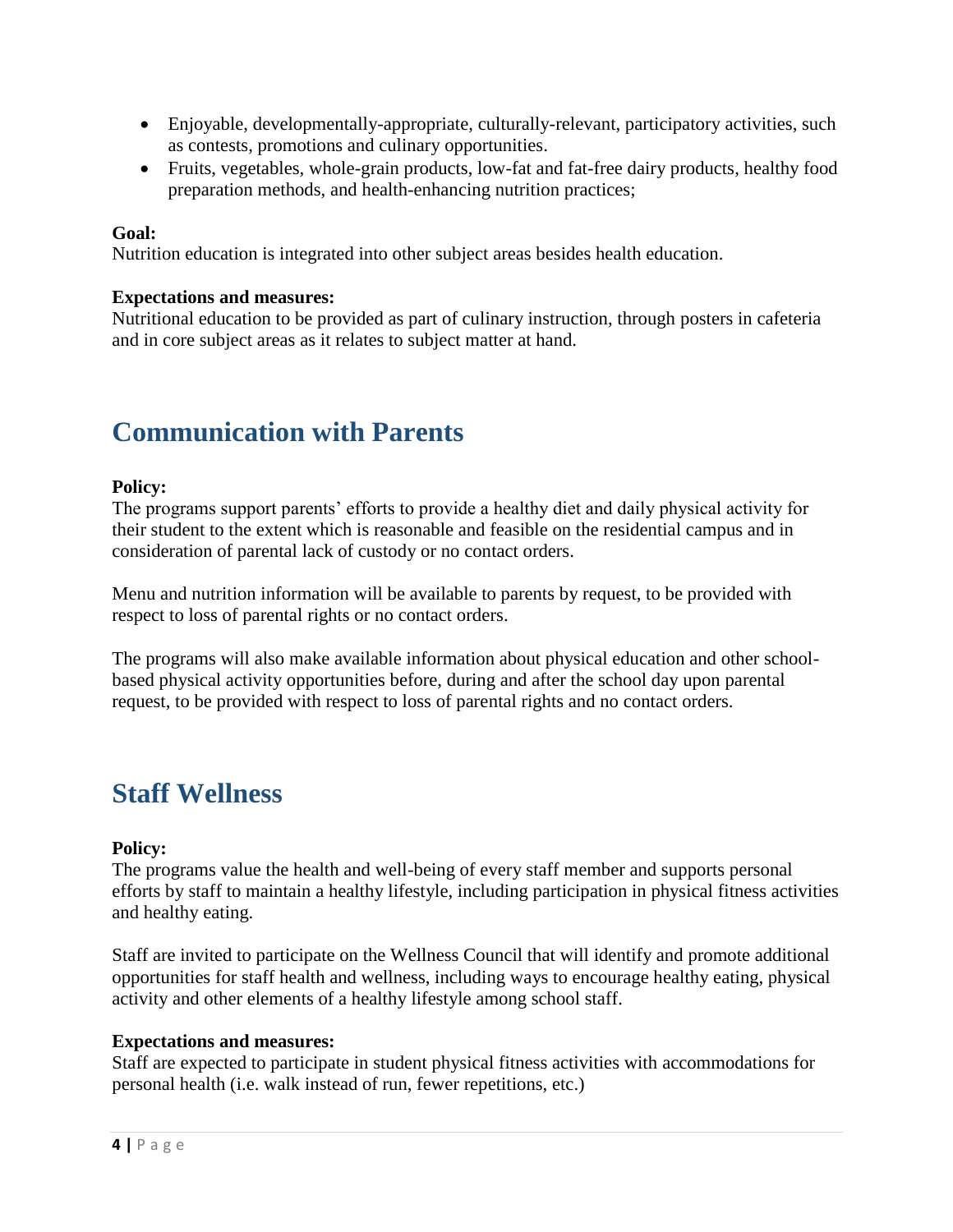- Enjoyable, developmentally-appropriate, culturally-relevant, participatory activities, such as contests, promotions and culinary opportunities.
- Fruits, vegetables, whole-grain products, low-fat and fat-free dairy products, healthy food preparation methods, and health-enhancing nutrition practices;

**Goal:**
Nutrition education is integrated into other subject areas besides health education.

**Expectations and measures:**
Nutritional education to be provided as part of culinary instruction, through posters in cafeteria and in core subject areas as it relates to subject matter at hand.

## Communication with Parents

**Policy:**
The programs support parents' efforts to provide a healthy diet and daily physical activity for their student to the extent which is reasonable and feasible on the residential campus and in consideration of parental lack of custody or no contact orders.

Menu and nutrition information will be available to parents by request, to be provided with respect to loss of parental rights or no contact orders.

The programs will also make available information about physical education and other school-based physical activity opportunities before, during and after the school day upon parental request, to be provided with respect to loss of parental rights and no contact orders.

## Staff Wellness

**Policy:**
The programs value the health and well-being of every staff member and supports personal efforts by staff to maintain a healthy lifestyle, including participation in physical fitness activities and healthy eating.

Staff are invited to participate on the Wellness Council that will identify and promote additional opportunities for staff health and wellness, including ways to encourage healthy eating, physical activity and other elements of a healthy lifestyle among school staff.

**Expectations and measures:**
Staff are expected to participate in student physical fitness activities with accommodations for personal health (i.e. walk instead of run, fewer repetitions, etc.)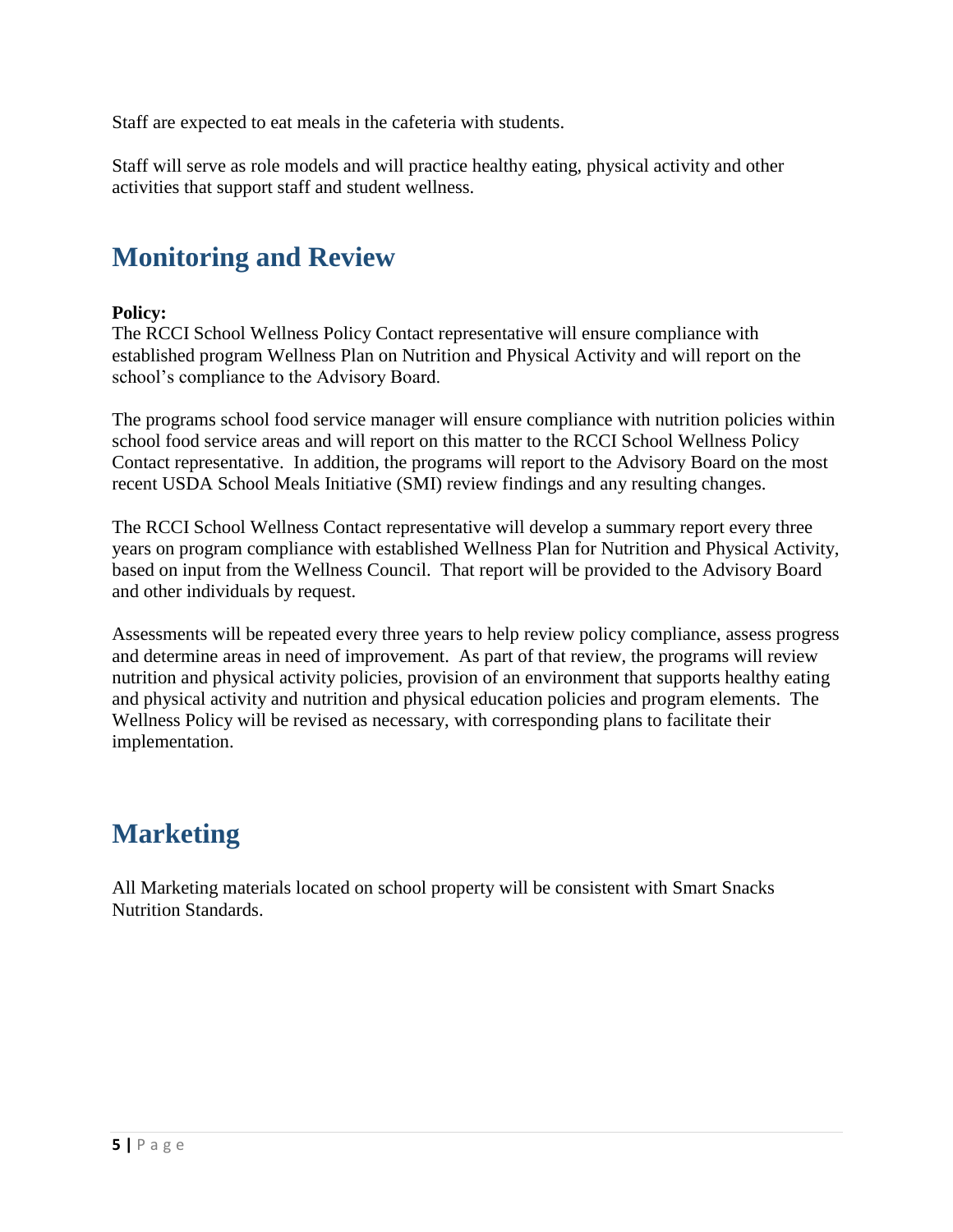Staff are expected to eat meals in the cafeteria with students.

Staff will serve as role models and will practice healthy eating, physical activity and other activities that support staff and student wellness.

## Monitoring and Review

**Policy:**
The RCCI School Wellness Policy Contact representative will ensure compliance with established program Wellness Plan on Nutrition and Physical Activity and will report on the school's compliance to the Advisory Board.

The programs school food service manager will ensure compliance with nutrition policies within school food service areas and will report on this matter to the RCCI School Wellness Policy Contact representative. In addition, the programs will report to the Advisory Board on the most recent USDA School Meals Initiative (SMI) review findings and any resulting changes.

The RCCI School Wellness Contact representative will develop a summary report every three years on program compliance with established Wellness Plan for Nutrition and Physical Activity, based on input from the Wellness Council. That report will be provided to the Advisory Board and other individuals by request.

Assessments will be repeated every three years to help review policy compliance, assess progress and determine areas in need of improvement. As part of that review, the programs will review nutrition and physical activity policies, provision of an environment that supports healthy eating and physical activity and nutrition and physical education policies and program elements. The Wellness Policy will be revised as necessary, with corresponding plans to facilitate their implementation.

## Marketing

All Marketing materials located on school property will be consistent with Smart Snacks Nutrition Standards.